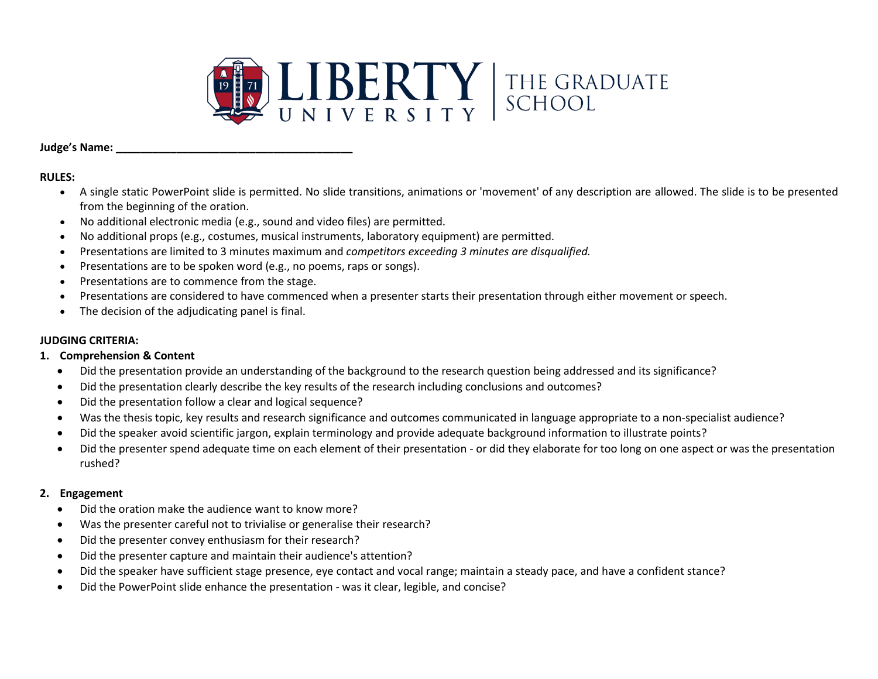LIBERTY UNIVERSITY | THE GRADUATE SCHOOL

**Judge's Name: \_\_\_\_\_\_\_\_\_\_\_\_\_\_\_\_\_\_\_\_\_\_\_\_\_\_\_\_\_\_\_\_\_\_\_\_\_\_**

**RULES:**

- A single static PowerPoint slide is permitted. No slide transitions, animations or 'movement' of any description are allowed. The slide is to be presented from the beginning of the oration.
- No additional electronic media (e.g., sound and video files) are permitted.
- No additional props (e.g., costumes, musical instruments, laboratory equipment) are permitted.
- Presentations are limited to 3 minutes maximum and *competitors exceeding 3 minutes are disqualified.*
- Presentations are to be spoken word (e.g., no poems, raps or songs).
- Presentations are to commence from the stage.
- Presentations are considered to have commenced when a presenter starts their presentation through either movement or speech.
- The decision of the adjudicating panel is final.

**JUDGING CRITERIA:**

1. **Comprehension & Content**
   - Did the presentation provide an understanding of the background to the research question being addressed and its significance?
   - Did the presentation clearly describe the key results of the research including conclusions and outcomes?
   - Did the presentation follow a clear and logical sequence?
   - Was the thesis topic, key results and research significance and outcomes communicated in language appropriate to a non-specialist audience?
   - Did the speaker avoid scientific jargon, explain terminology and provide adequate background information to illustrate points?
   - Did the presenter spend adequate time on each element of their presentation - or did they elaborate for too long on one aspect or was the presentation rushed?

2. **Engagement**
   - Did the oration make the audience want to know more?
   - Was the presenter careful not to trivialise or generalise their research?
   - Did the presenter convey enthusiasm for their research?
   - Did the presenter capture and maintain their audience's attention?
   - Did the speaker have sufficient stage presence, eye contact and vocal range; maintain a steady pace, and have a confident stance?
   - Did the PowerPoint slide enhance the presentation - was it clear, legible, and concise?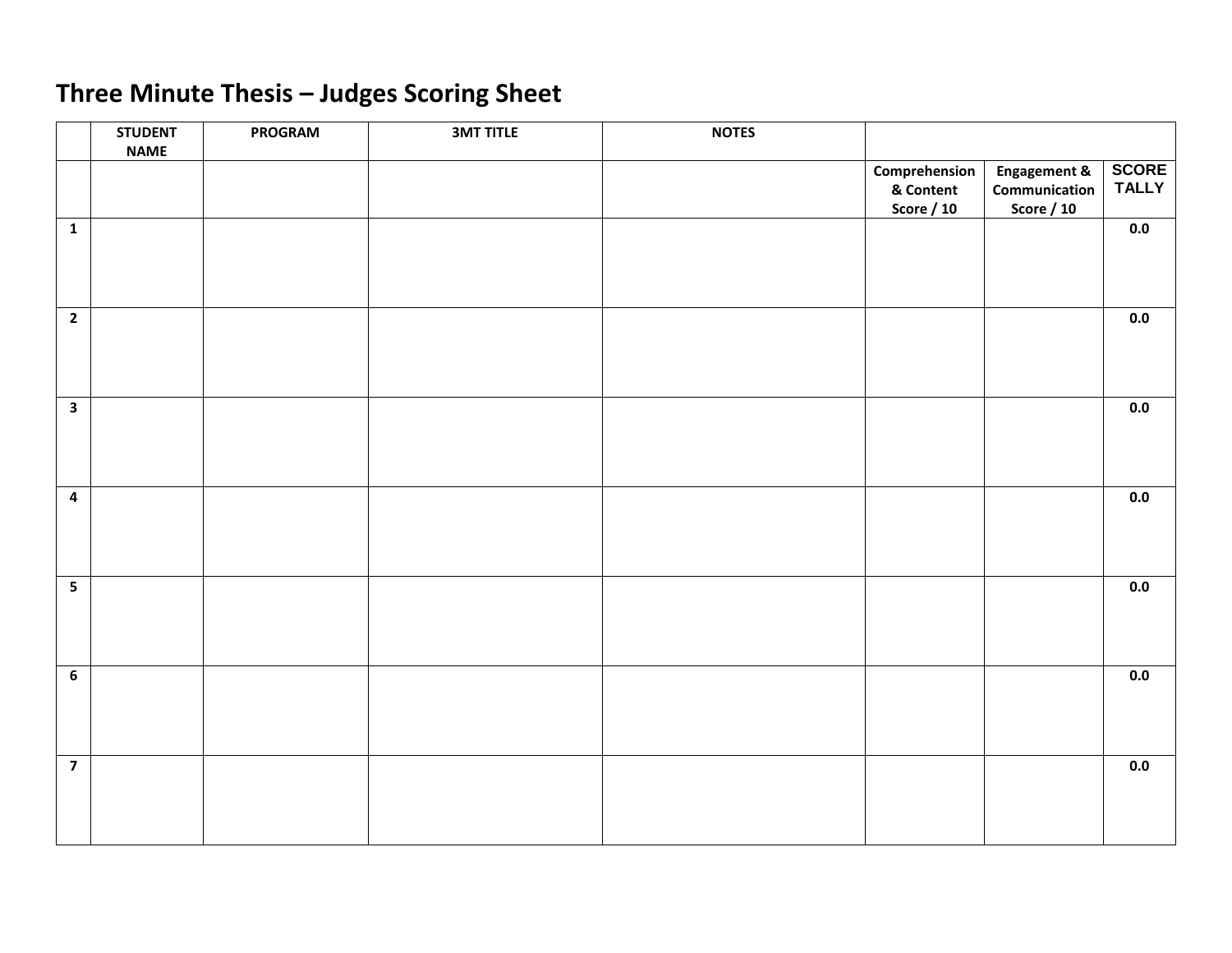# Three Minute Thesis – Judges Scoring Sheet

| | STUDENT NAME | PROGRAM | 3MT TITLE | NOTES | | | |
|---|---|---|---|---|---|---|---|
| | | | | | Comprehension & Content Score / 10 | Engagement & Communication Score / 10 | SCORE TALLY |
| 1 | | | | | | | 0.0 |
| 2 | | | | | | | 0.0 |
| 3 | | | | | | | 0.0 |
| 4 | | | | | | | 0.0 |
| 5 | | | | | | | 0.0 |
| 6 | | | | | | | 0.0 |
| 7 | | | | | | | 0.0 |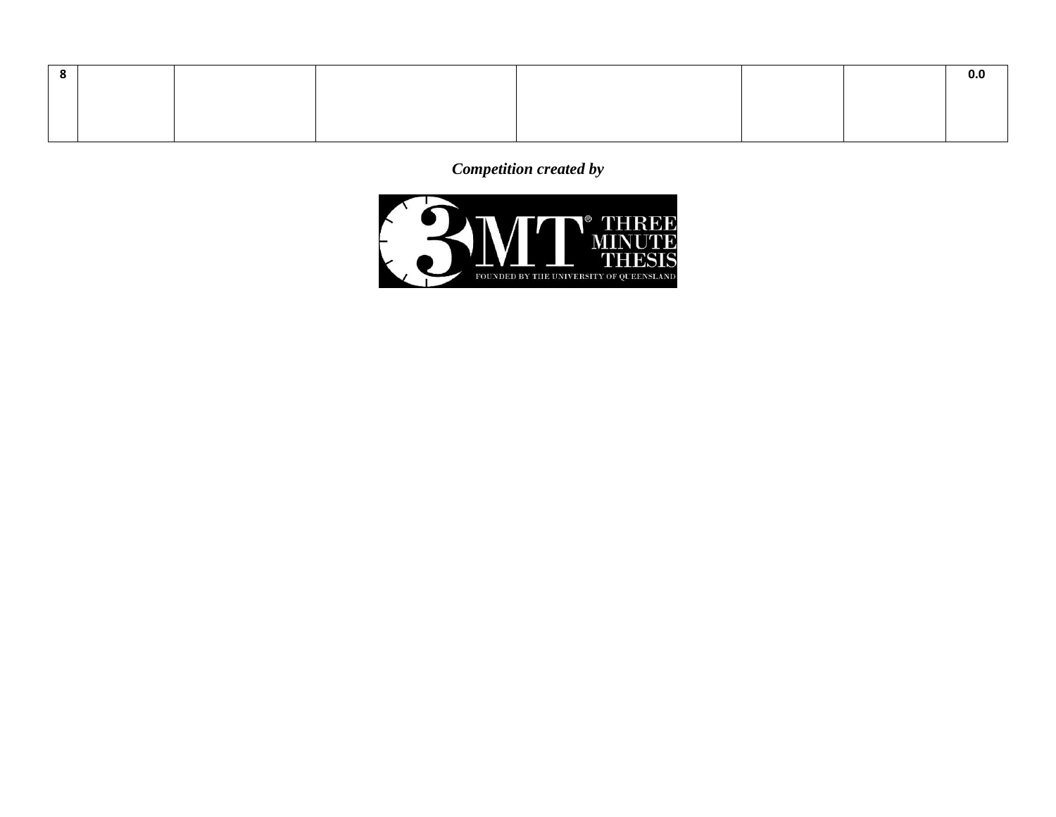| | | | | | | | |
|---|---|---|---|---|---|---|---|
| **8** | | | | | | | **0.0** |

***Competition created by***

® THREE MINUTE THESIS

FOUNDED BY THE UNIVERSITY OF QUEENSLAND